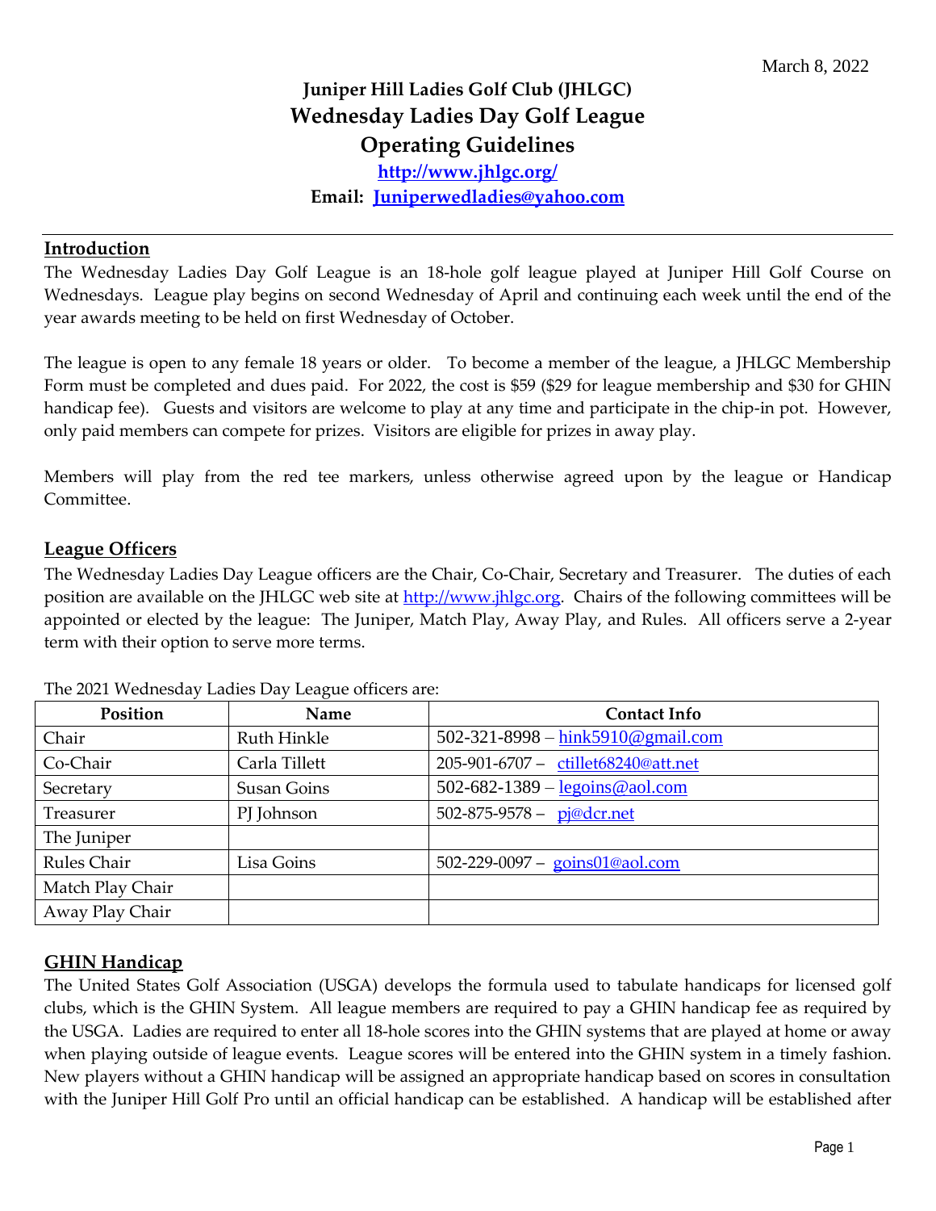March 8, 2022

# Juniper Hill Ladies Golf Club (JHLGC)
# Wednesday Ladies Day Golf League
# Operating Guidelines

**http://www.jhlgc.org/**

**Email: Juniperwedladies@yahoo.com**

## Introduction

The Wednesday Ladies Day Golf League is an 18-hole golf league played at Juniper Hill Golf Course on Wednesdays. League play begins on second Wednesday of April and continuing each week until the end of the year awards meeting to be held on first Wednesday of October.

The league is open to any female 18 years or older. To become a member of the league, a JHLGC Membership Form must be completed and dues paid. For 2022, the cost is $59 ($29 for league membership and $30 for GHIN handicap fee). Guests and visitors are welcome to play at any time and participate in the chip-in pot. However, only paid members can compete for prizes. Visitors are eligible for prizes in away play.

Members will play from the red tee markers, unless otherwise agreed upon by the league or Handicap Committee.

## League Officers

The Wednesday Ladies Day League officers are the Chair, Co-Chair, Secretary and Treasurer. The duties of each position are available on the JHLGC web site at http://www.jhlgc.org. Chairs of the following committees will be appointed or elected by the league: The Juniper, Match Play, Away Play, and Rules. All officers serve a 2-year term with their option to serve more terms.

The 2021 Wednesday Ladies Day League officers are:

| Position | Name | Contact Info |
|---|---|---|
| Chair | Ruth Hinkle | 502-321-8998 – hink5910@gmail.com |
| Co-Chair | Carla Tillett | 205-901-6707 – ctillet68240@att.net |
| Secretary | Susan Goins | 502-682-1389 – legoins@aol.com |
| Treasurer | PJ Johnson | 502-875-9578 – pj@dcr.net |
| The Juniper | | |
| Rules Chair | Lisa Goins | 502-229-0097 – goins01@aol.com |
| Match Play Chair | | |
| Away Play Chair | | |

## GHIN Handicap

The United States Golf Association (USGA) develops the formula used to tabulate handicaps for licensed golf clubs, which is the GHIN System. All league members are required to pay a GHIN handicap fee as required by the USGA. Ladies are required to enter all 18-hole scores into the GHIN systems that are played at home or away when playing outside of league events. League scores will be entered into the GHIN system in a timely fashion. New players without a GHIN handicap will be assigned an appropriate handicap based on scores in consultation with the Juniper Hill Golf Pro until an official handicap can be established. A handicap will be established after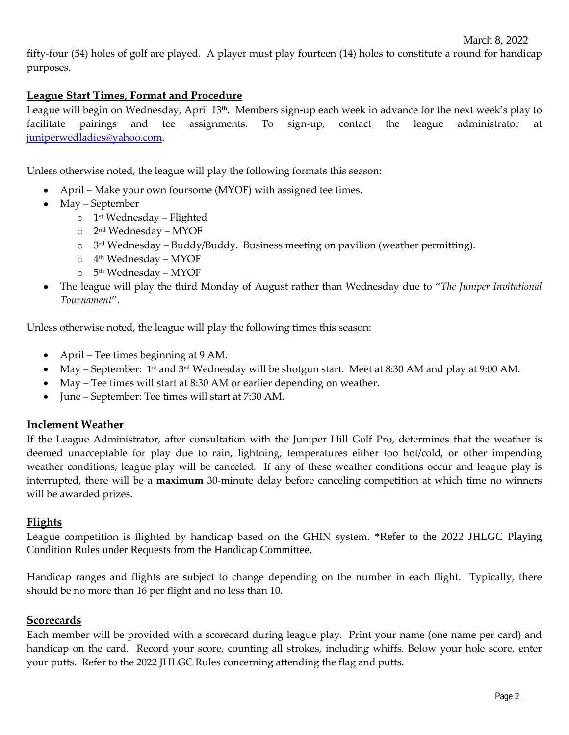fifty-four (54) holes of golf are played. A player must play fourteen (14) holes to constitute a round for handicap purposes.

## League Start Times, Format and Procedure

League will begin on Wednesday, April 13th**.** Members sign-up each week in advance for the next week's play to facilitate pairings and tee assignments. To sign-up, contact the league administrator at juniperwedladies@yahoo.com.

Unless otherwise noted, the league will play the following formats this season:

- April – Make your own foursome (MYOF) with assigned tee times.
- May – September
  - 1st Wednesday – Flighted
  - 2nd Wednesday – MYOF
  - 3rd Wednesday – Buddy/Buddy. Business meeting on pavilion (weather permitting).
  - 4th Wednesday – MYOF
  - 5th Wednesday – MYOF
- The league will play the third Monday of August rather than Wednesday due to "*The Juniper Invitational Tournament*".

Unless otherwise noted, the league will play the following times this season:

- April – Tee times beginning at 9 AM.
- May – September: 1st and 3rd Wednesday will be shotgun start. Meet at 8:30 AM and play at 9:00 AM.
- May – Tee times will start at 8:30 AM or earlier depending on weather.
- June – September: Tee times will start at 7:30 AM.

## Inclement Weather

If the League Administrator, after consultation with the Juniper Hill Golf Pro, determines that the weather is deemed unacceptable for play due to rain, lightning, temperatures either too hot/cold, or other impending weather conditions, league play will be canceled. If any of these weather conditions occur and league play is interrupted, there will be a **maximum** 30-minute delay before canceling competition at which time no winners will be awarded prizes.

## Flights

League competition is flighted by handicap based on the GHIN system. *Refer to the 2022 JHLGC Playing Condition Rules under Requests from the Handicap Committee.

Handicap ranges and flights are subject to change depending on the number in each flight. Typically, there should be no more than 16 per flight and no less than 10.

## Scorecards

Each member will be provided with a scorecard during league play. Print your name (one name per card) and handicap on the card. Record your score, counting all strokes, including whiffs. Below your hole score, enter your putts. Refer to the 2022 JHLGC Rules concerning attending the flag and putts.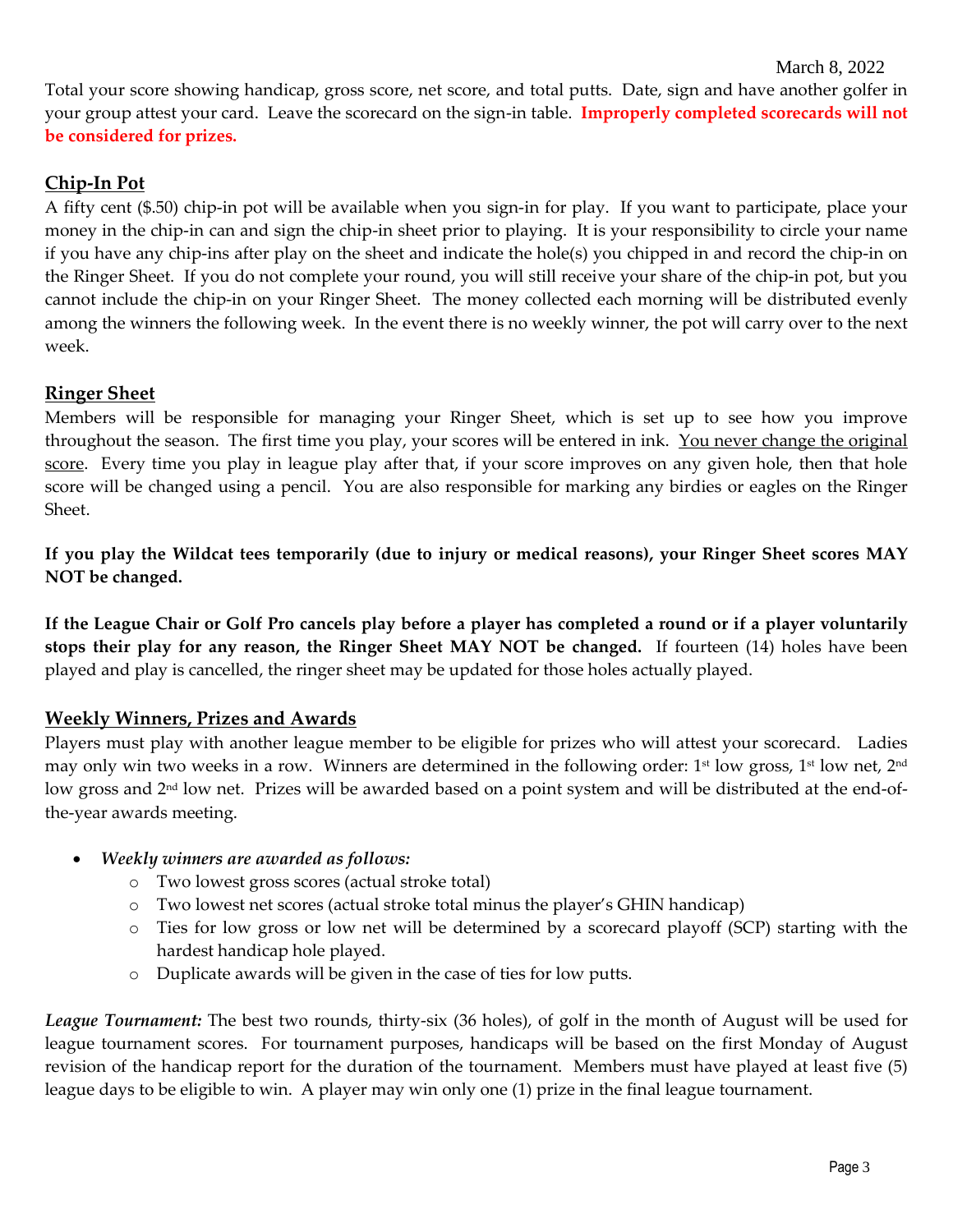March 8, 2022

Total your score showing handicap, gross score, net score, and total putts. Date, sign and have another golfer in your group attest your card. Leave the scorecard on the sign-in table. **Improperly completed scorecards will not be considered for prizes.**

## Chip-In Pot

A fifty cent ($.50) chip-in pot will be available when you sign-in for play. If you want to participate, place your money in the chip-in can and sign the chip-in sheet prior to playing. It is your responsibility to circle your name if you have any chip-ins after play on the sheet and indicate the hole(s) you chipped in and record the chip-in on the Ringer Sheet. If you do not complete your round, you will still receive your share of the chip-in pot, but you cannot include the chip-in on your Ringer Sheet. The money collected each morning will be distributed evenly among the winners the following week. In the event there is no weekly winner, the pot will carry over to the next week.

## Ringer Sheet

Members will be responsible for managing your Ringer Sheet, which is set up to see how you improve throughout the season. The first time you play, your scores will be entered in ink. <u>You never change the original score</u>. Every time you play in league play after that, if your score improves on any given hole, then that hole score will be changed using a pencil. You are also responsible for marking any birdies or eagles on the Ringer Sheet.

**If you play the Wildcat tees temporarily (due to injury or medical reasons), your Ringer Sheet scores MAY NOT be changed.**

**If the League Chair or Golf Pro cancels play before a player has completed a round or if a player voluntarily stops their play for any reason, the Ringer Sheet MAY NOT be changed.** If fourteen (14) holes have been played and play is cancelled, the ringer sheet may be updated for those holes actually played.

## Weekly Winners, Prizes and Awards

Players must play with another league member to be eligible for prizes who will attest your scorecard. Ladies may only win two weeks in a row. Winners are determined in the following order: 1st low gross, 1st low net, 2nd low gross and 2nd low net. Prizes will be awarded based on a point system and will be distributed at the end-of-the-year awards meeting.

- ***Weekly winners are awarded as follows:***
  - Two lowest gross scores (actual stroke total)
  - Two lowest net scores (actual stroke total minus the player's GHIN handicap)
  - Ties for low gross or low net will be determined by a scorecard playoff (SCP) starting with the hardest handicap hole played.
  - Duplicate awards will be given in the case of ties for low putts.

***League Tournament:*** The best two rounds, thirty-six (36 holes), of golf in the month of August will be used for league tournament scores. For tournament purposes, handicaps will be based on the first Monday of August revision of the handicap report for the duration of the tournament. Members must have played at least five (5) league days to be eligible to win. A player may win only one (1) prize in the final league tournament.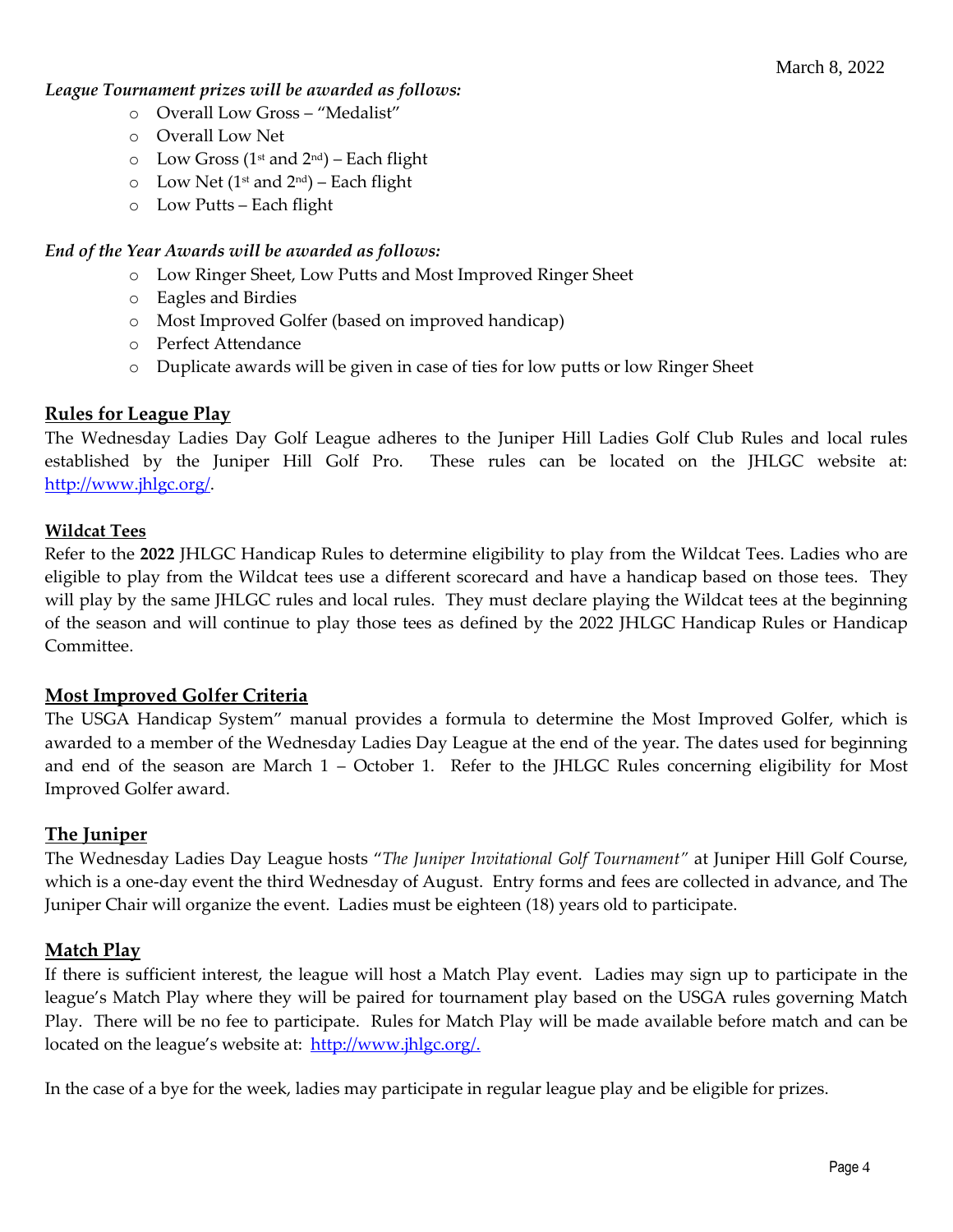March 8, 2022

*League Tournament prizes will be awarded as follows:*

- Overall Low Gross – "Medalist"
- Overall Low Net
- Low Gross (1st and 2nd) – Each flight
- Low Net (1st and 2nd) – Each flight
- Low Putts – Each flight

*End of the Year Awards will be awarded as follows:*

- Low Ringer Sheet, Low Putts and Most Improved Ringer Sheet
- Eagles and Birdies
- Most Improved Golfer (based on improved handicap)
- Perfect Attendance
- Duplicate awards will be given in case of ties for low putts or low Ringer Sheet

## Rules for League Play

The Wednesday Ladies Day Golf League adheres to the Juniper Hill Ladies Golf Club Rules and local rules established by the Juniper Hill Golf Pro. These rules can be located on the JHLGC website at: http://www.jhlgc.org/.

### Wildcat Tees

Refer to the **2022** JHLGC Handicap Rules to determine eligibility to play from the Wildcat Tees. Ladies who are eligible to play from the Wildcat tees use a different scorecard and have a handicap based on those tees. They will play by the same JHLGC rules and local rules. They must declare playing the Wildcat tees at the beginning of the season and will continue to play those tees as defined by the 2022 JHLGC Handicap Rules or Handicap Committee.

## Most Improved Golfer Criteria

The USGA Handicap System" manual provides a formula to determine the Most Improved Golfer, which is awarded to a member of the Wednesday Ladies Day League at the end of the year. The dates used for beginning and end of the season are March 1 – October 1. Refer to the JHLGC Rules concerning eligibility for Most Improved Golfer award.

## The Juniper

The Wednesday Ladies Day League hosts "*The Juniper Invitational Golf Tournament"* at Juniper Hill Golf Course, which is a one-day event the third Wednesday of August. Entry forms and fees are collected in advance, and The Juniper Chair will organize the event. Ladies must be eighteen (18) years old to participate.

## Match Play

If there is sufficient interest, the league will host a Match Play event. Ladies may sign up to participate in the league's Match Play where they will be paired for tournament play based on the USGA rules governing Match Play. There will be no fee to participate. Rules for Match Play will be made available before match and can be located on the league's website at: http://www.jhlgc.org/.

In the case of a bye for the week, ladies may participate in regular league play and be eligible for prizes.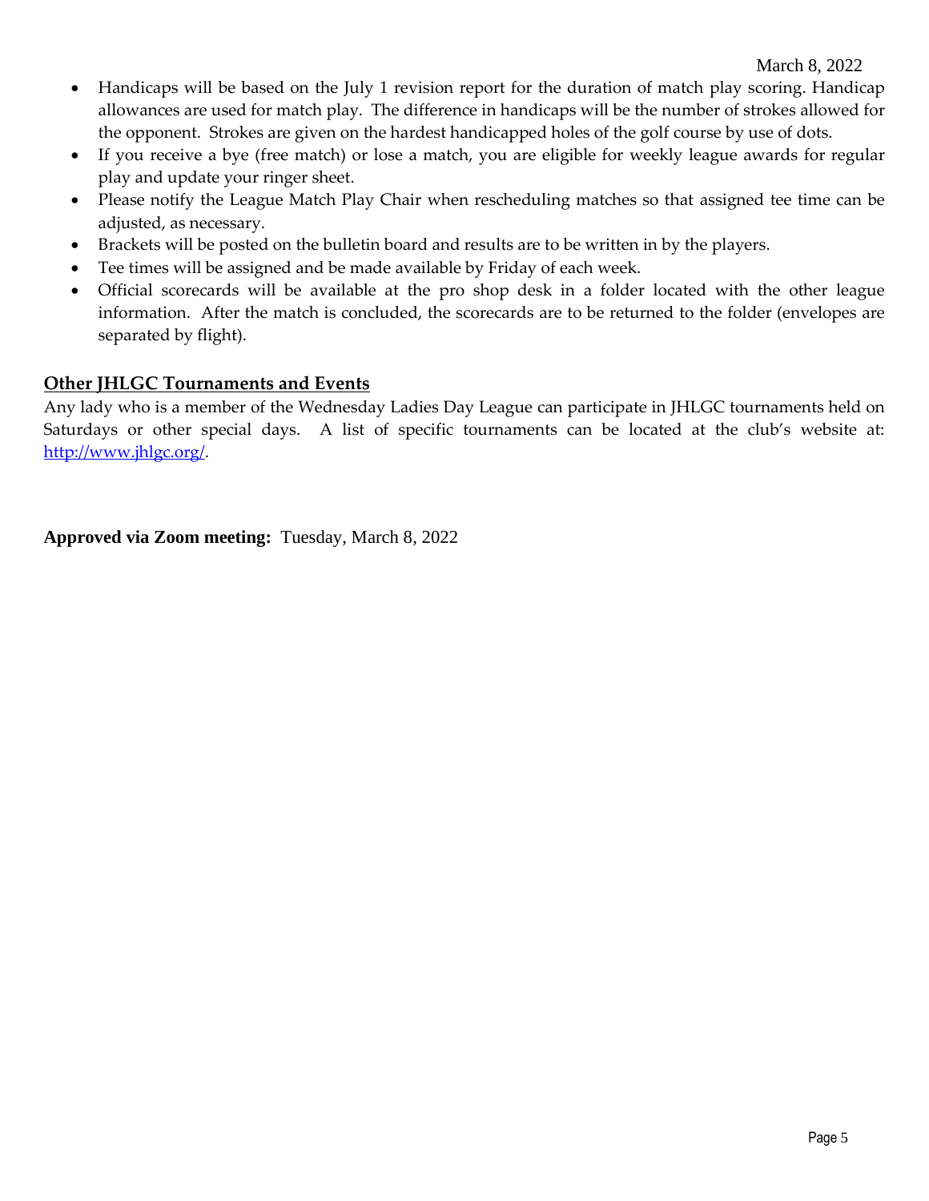- Handicaps will be based on the July 1 revision report for the duration of match play scoring. Handicap allowances are used for match play. The difference in handicaps will be the number of strokes allowed for the opponent. Strokes are given on the hardest handicapped holes of the golf course by use of dots.
- If you receive a bye (free match) or lose a match, you are eligible for weekly league awards for regular play and update your ringer sheet.
- Please notify the League Match Play Chair when rescheduling matches so that assigned tee time can be adjusted, as necessary.
- Brackets will be posted on the bulletin board and results are to be written in by the players.
- Tee times will be assigned and be made available by Friday of each week.
- Official scorecards will be available at the pro shop desk in a folder located with the other league information. After the match is concluded, the scorecards are to be returned to the folder (envelopes are separated by flight).

## Other JHLGC Tournaments and Events

Any lady who is a member of the Wednesday Ladies Day League can participate in JHLGC tournaments held on Saturdays or other special days. A list of specific tournaments can be located at the club's website at: [http://www.jhlgc.org/](http://www.jhlgc.org/).

**Approved via Zoom meeting:** Tuesday, March 8, 2022